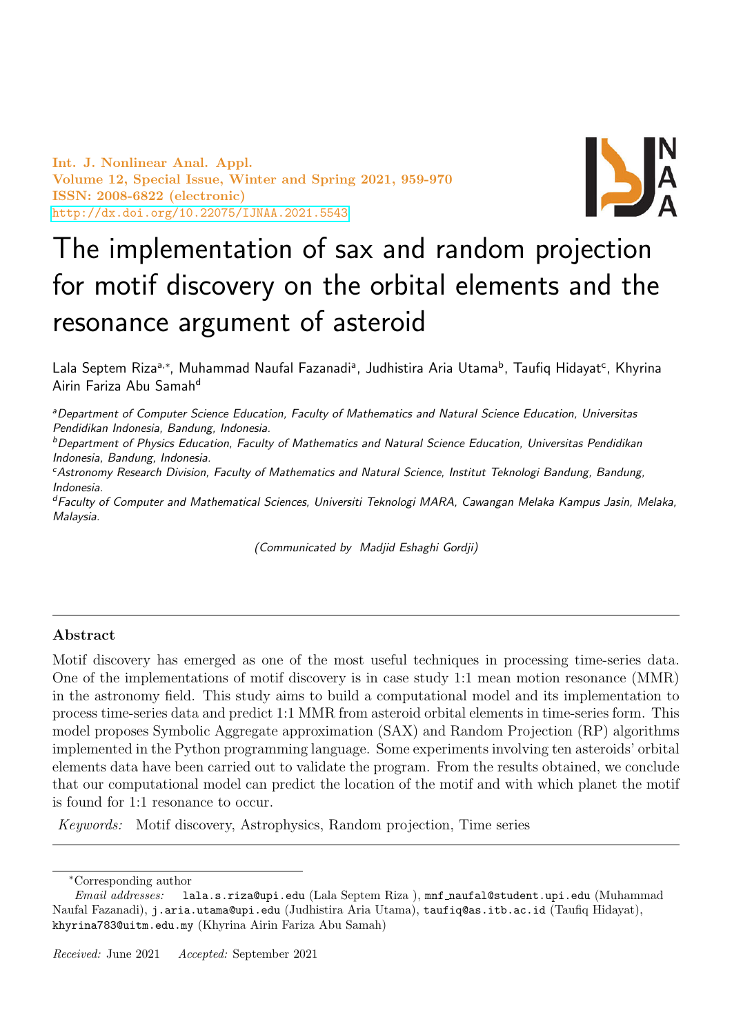Int. J. Nonlinear Anal. Appl.
Volume 12, Special Issue, Winter and Spring 2021, 959-970
ISSN: 2008-6822 (electronic)
http://dx.doi.org/10.22075/IJNAA.2021.5543

# The implementation of sax and random projection for motif discovery on the orbital elements and the resonance argument of asteroid

Lala Septem Riza[a,*], Muhammad Naufal Fazanadi[a], Judhistira Aria Utama[b], Taufiq Hidayat[c], Khyrina Airin Fariza Abu Samah[d]

[a]*Department of Computer Science Education, Faculty of Mathematics and Natural Science Education, Universitas Pendidikan Indonesia, Bandung, Indonesia.*

[b]*Department of Physics Education, Faculty of Mathematics and Natural Science Education, Universitas Pendidikan Indonesia, Bandung, Indonesia.*

[c]*Astronomy Research Division, Faculty of Mathematics and Natural Science, Institut Teknologi Bandung, Bandung, Indonesia.*

[d]*Faculty of Computer and Mathematical Sciences, Universiti Teknologi MARA, Cawangan Melaka Kampus Jasin, Melaka, Malaysia.*

*(Communicated by Madjid Eshaghi Gordji)*

## Abstract

Motif discovery has emerged as one of the most useful techniques in processing time-series data. One of the implementations of motif discovery is in case study 1:1 mean motion resonance (MMR) in the astronomy field. This study aims to build a computational model and its implementation to process time-series data and predict 1:1 MMR from asteroid orbital elements in time-series form. This model proposes Symbolic Aggregate approximation (SAX) and Random Projection (RP) algorithms implemented in the Python programming language. Some experiments involving ten asteroids' orbital elements data have been carried out to validate the program. From the results obtained, we conclude that our computational model can predict the location of the motif and with which planet the motif is found for 1:1 resonance to occur.

*Keywords:* Motif discovery, Astrophysics, Random projection, Time series

---

*Corresponding author

*Email addresses:* lala.s.riza@upi.edu (Lala Septem Riza ), mnf_naufal@student.upi.edu (Muhammad Naufal Fazanadi), j.aria.utama@upi.edu (Judhistira Aria Utama), taufiq@as.itb.ac.id (Taufiq Hidayat), khyrina783@uitm.edu.my (Khyrina Airin Fariza Abu Samah)

*Received:* June 2021 *Accepted:* September 2021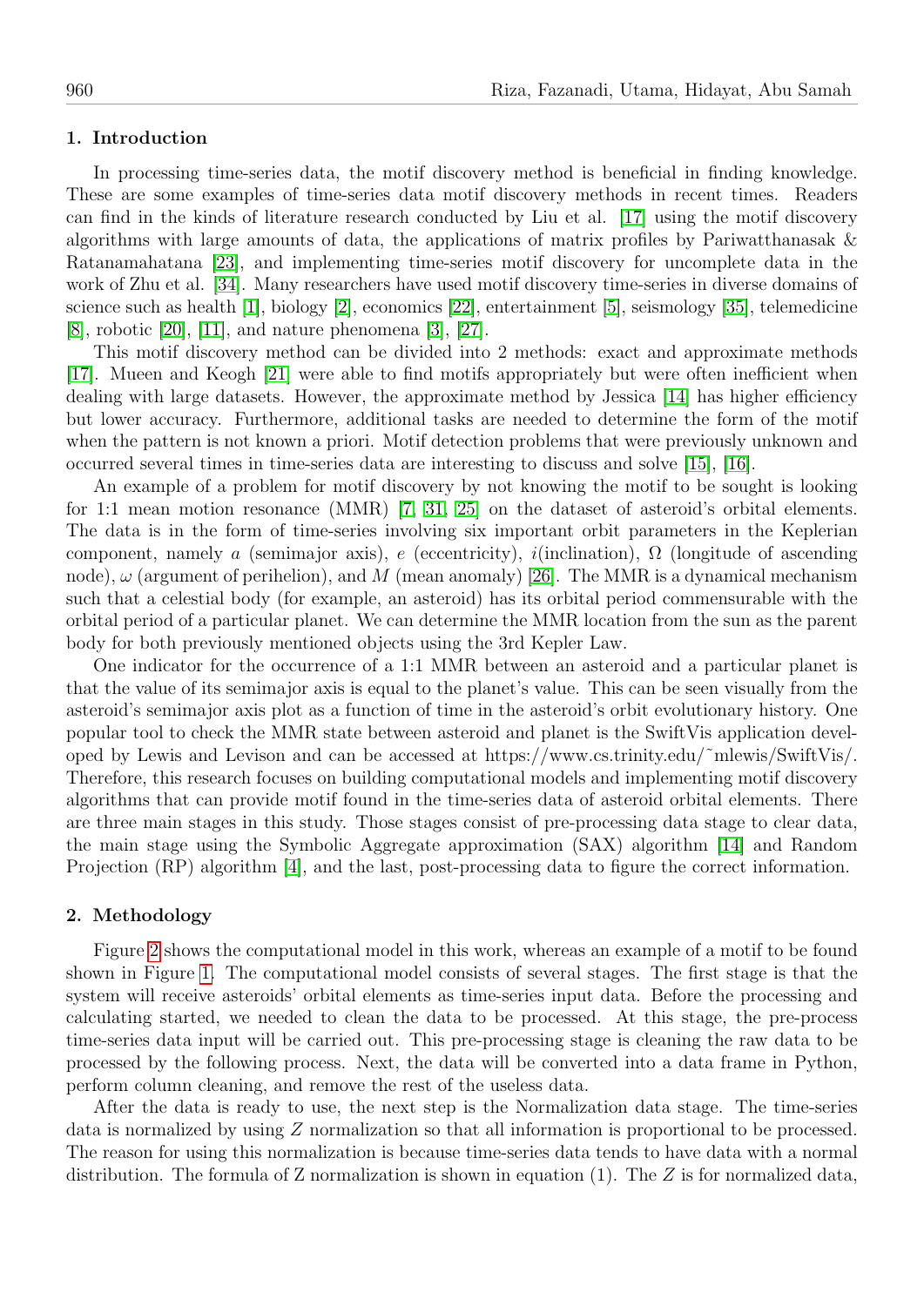## 1. Introduction

In processing time-series data, the motif discovery method is beneficial in finding knowledge. These are some examples of time-series data motif discovery methods in recent times. Readers can find in the kinds of literature research conducted by Liu et al. [17] using the motif discovery algorithms with large amounts of data, the applications of matrix profiles by Pariwatthanasak & Ratanamahatana [23], and implementing time-series motif discovery for uncomplete data in the work of Zhu et al. [34]. Many researchers have used motif discovery time-series in diverse domains of science such as health [1], biology [2], economics [22], entertainment [5], seismology [35], telemedicine [8], robotic [20], [11], and nature phenomena [3], [27].

This motif discovery method can be divided into 2 methods: exact and approximate methods [17]. Mueen and Keogh [21] were able to find motifs appropriately but were often inefficient when dealing with large datasets. However, the approximate method by Jessica [14] has higher efficiency but lower accuracy. Furthermore, additional tasks are needed to determine the form of the motif when the pattern is not known a priori. Motif detection problems that were previously unknown and occurred several times in time-series data are interesting to discuss and solve [15], [16].

An example of a problem for motif discovery by not knowing the motif to be sought is looking for 1:1 mean motion resonance (MMR) [7, 31, 25] on the dataset of asteroid's orbital elements. The data is in the form of time-series involving six important orbit parameters in the Keplerian component, namely $a$ (semimajor axis), $e$ (eccentricity), $i$(inclination), $\Omega$ (longitude of ascending node), $\omega$ (argument of perihelion), and $M$ (mean anomaly) [26]. The MMR is a dynamical mechanism such that a celestial body (for example, an asteroid) has its orbital period commensurable with the orbital period of a particular planet. We can determine the MMR location from the sun as the parent body for both previously mentioned objects using the 3rd Kepler Law.

One indicator for the occurrence of a 1:1 MMR between an asteroid and a particular planet is that the value of its semimajor axis is equal to the planet's value. This can be seen visually from the asteroid's semimajor axis plot as a function of time in the asteroid's orbit evolutionary history. One popular tool to check the MMR state between asteroid and planet is the SwiftVis application developed by Lewis and Levison and can be accessed at https://www.cs.trinity.edu/~mlewis/SwiftVis/. Therefore, this research focuses on building computational models and implementing motif discovery algorithms that can provide motif found in the time-series data of asteroid orbital elements. There are three main stages in this study. Those stages consist of pre-processing data stage to clear data, the main stage using the Symbolic Aggregate approximation (SAX) algorithm [14] and Random Projection (RP) algorithm [4], and the last, post-processing data to figure the correct information.

## 2. Methodology

Figure 2 shows the computational model in this work, whereas an example of a motif to be found shown in Figure 1. The computational model consists of several stages. The first stage is that the system will receive asteroids' orbital elements as time-series input data. Before the processing and calculating started, we needed to clean the data to be processed. At this stage, the pre-process time-series data input will be carried out. This pre-processing stage is cleaning the raw data to be processed by the following process. Next, the data will be converted into a data frame in Python, perform column cleaning, and remove the rest of the useless data.

After the data is ready to use, the next step is the Normalization data stage. The time-series data is normalized by using $Z$ normalization so that all information is proportional to be processed. The reason for using this normalization is because time-series data tends to have data with a normal distribution. The formula of Z normalization is shown in equation (1). The $Z$ is for normalized data,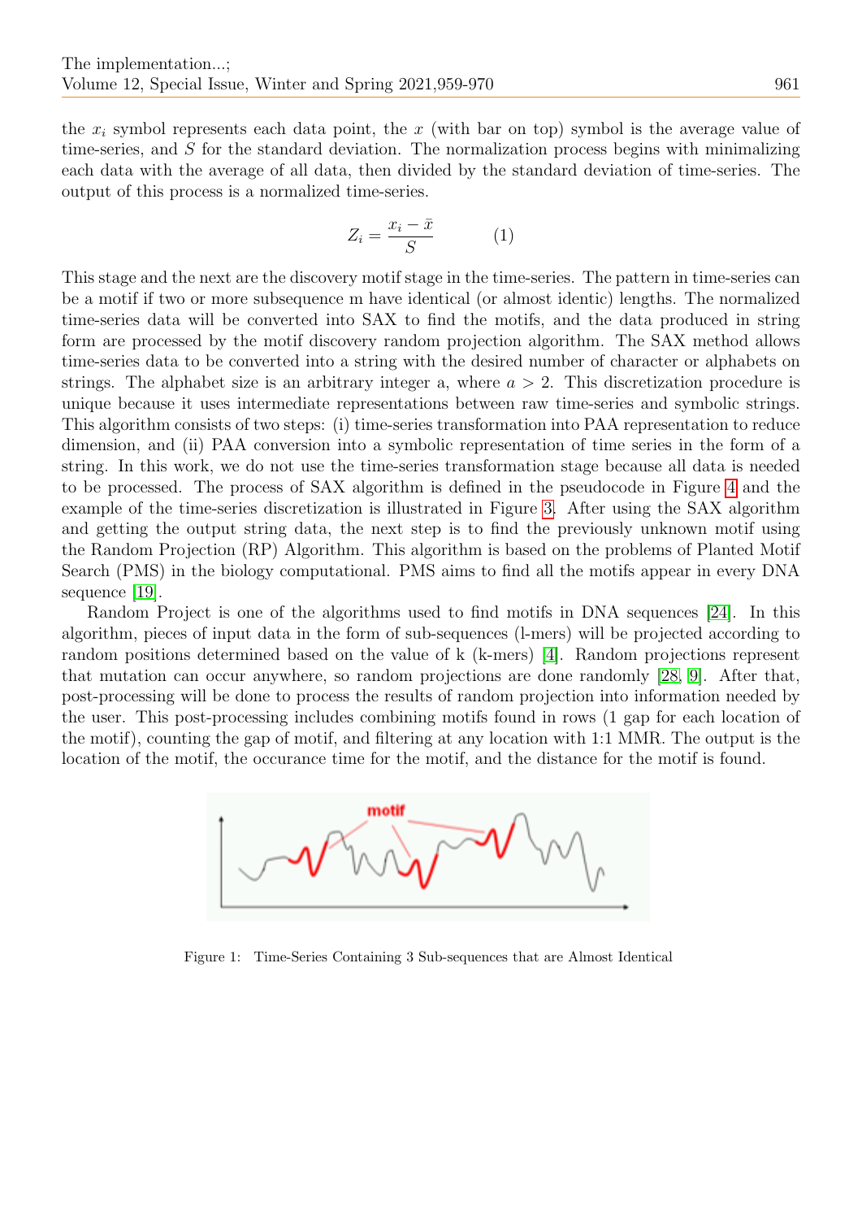the $x_i$ symbol represents each data point, the $x$ (with bar on top) symbol is the average value of time-series, and $S$ for the standard deviation. The normalization process begins with minimalizing each data with the average of all data, then divided by the standard deviation of time-series. The output of this process is a normalized time-series.

$$Z_i = \frac{x_i - \bar{x}}{S} \qquad (1)$$

This stage and the next are the discovery motif stage in the time-series. The pattern in time-series can be a motif if two or more subsequence m have identical (or almost identic) lengths. The normalized time-series data will be converted into SAX to find the motifs, and the data produced in string form are processed by the motif discovery random projection algorithm. The SAX method allows time-series data to be converted into a string with the desired number of character or alphabets on strings. The alphabet size is an arbitrary integer a, where $a > 2$. This discretization procedure is unique because it uses intermediate representations between raw time-series and symbolic strings. This algorithm consists of two steps: (i) time-series transformation into PAA representation to reduce dimension, and (ii) PAA conversion into a symbolic representation of time series in the form of a string. In this work, we do not use the time-series transformation stage because all data is needed to be processed. The process of SAX algorithm is defined in the pseudocode in Figure 4 and the example of the time-series discretization is illustrated in Figure 3. After using the SAX algorithm and getting the output string data, the next step is to find the previously unknown motif using the Random Projection (RP) Algorithm. This algorithm is based on the problems of Planted Motif Search (PMS) in the biology computational. PMS aims to find all the motifs appear in every DNA sequence [19].

Random Project is one of the algorithms used to find motifs in DNA sequences [24]. In this algorithm, pieces of input data in the form of sub-sequences (l-mers) will be projected according to random positions determined based on the value of k (k-mers) [4]. Random projections represent that mutation can occur anywhere, so random projections are done randomly [28, 9]. After that, post-processing will be done to process the results of random projection into information needed by the user. This post-processing includes combining motifs found in rows (1 gap for each location of the motif), counting the gap of motif, and filtering at any location with 1:1 MMR. The output is the location of the motif, the occurance time for the motif, and the distance for the motif is found.

Figure 1: Time-Series Containing 3 Sub-sequences that are Almost Identical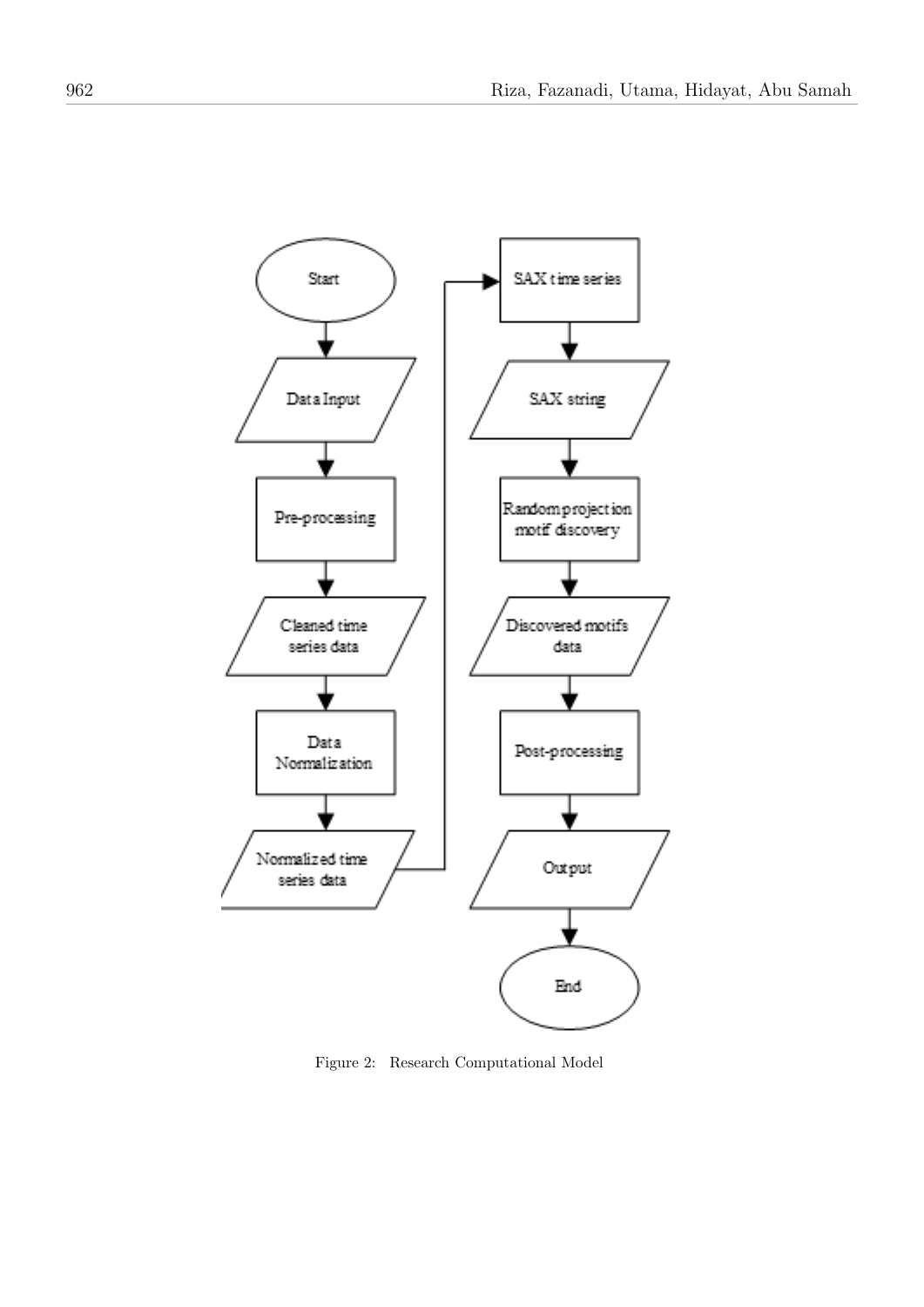Figure 2: Research Computational Model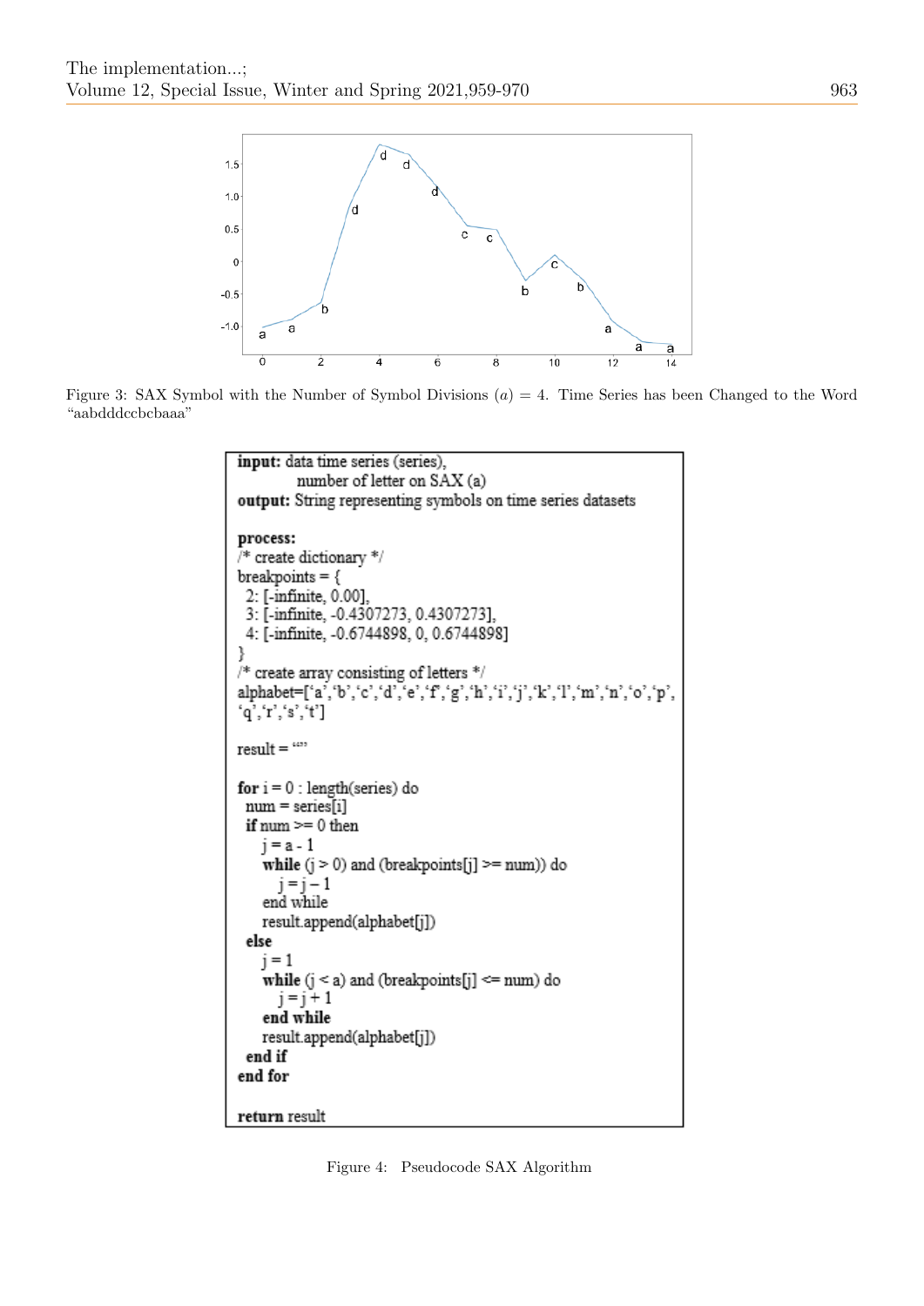Figure 3: SAX Symbol with the Number of Symbol Divisions $(a) = 4$. Time Series has been Changed to the Word "aabdddccbcbaaa"

```
input: data time series (series),
       number of letter on SAX (a)
output: String representing symbols on time series datasets

process:
/* create dictionary */
breakpoints = {
  2: [-infinite, 0.00],
  3: [-infinite, -0.4307273, 0.4307273],
  4: [-infinite, -0.6744898, 0, 0.6744898]
}
/* create array consisting of letters */
alphabet=['a','b','c','d','e','f','g','h','i','j','k','l','m','n','o','p',
'q','r','s','t']

result = ""

for i = 0 : length(series) do
  num = series[i]
  if num >= 0 then
    j = a - 1
    while (j > 0) and (breakpoints[j] >= num)) do
      j = j – 1
    end while
    result.append(alphabet[j])
  else
    j = 1
    while (j < a) and (breakpoints[j] <= num) do
      j = j + 1
    end while
    result.append(alphabet[j])
  end if
end for

return result
```

Figure 4: Pseudocode SAX Algorithm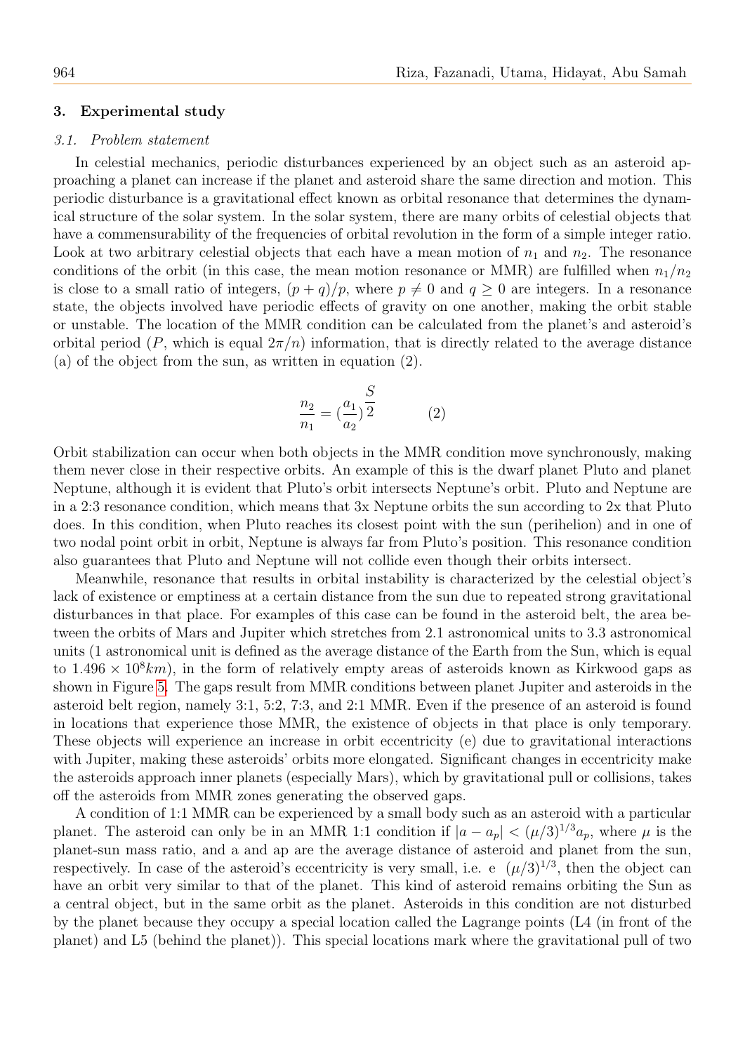### 3. Experimental study

#### *3.1. Problem statement*

In celestial mechanics, periodic disturbances experienced by an object such as an asteroid approaching a planet can increase if the planet and asteroid share the same direction and motion. This periodic disturbance is a gravitational effect known as orbital resonance that determines the dynamical structure of the solar system. In the solar system, there are many orbits of celestial objects that have a commensurability of the frequencies of orbital revolution in the form of a simple integer ratio. Look at two arbitrary celestial objects that each have a mean motion of $n_1$ and $n_2$. The resonance conditions of the orbit (in this case, the mean motion resonance or MMR) are fulfilled when $n_1/n_2$ is close to a small ratio of integers, $(p+q)/p$, where $p \neq 0$ and $q \geq 0$ are integers. In a resonance state, the objects involved have periodic effects of gravity on one another, making the orbit stable or unstable. The location of the MMR condition can be calculated from the planet's and asteroid's orbital period ($P$, which is equal $2\pi/n$) information, that is directly related to the average distance (a) of the object from the sun, as written in equation (2).

$$\frac{n_2}{n_1} = \left(\frac{a_1}{a_2}\right)^{\frac{S}{2}} \qquad (2)$$

Orbit stabilization can occur when both objects in the MMR condition move synchronously, making them never close in their respective orbits. An example of this is the dwarf planet Pluto and planet Neptune, although it is evident that Pluto's orbit intersects Neptune's orbit. Pluto and Neptune are in a 2:3 resonance condition, which means that 3x Neptune orbits the sun according to 2x that Pluto does. In this condition, when Pluto reaches its closest point with the sun (perihelion) and in one of two nodal point orbit in orbit, Neptune is always far from Pluto's position. This resonance condition also guarantees that Pluto and Neptune will not collide even though their orbits intersect.

Meanwhile, resonance that results in orbital instability is characterized by the celestial object's lack of existence or emptiness at a certain distance from the sun due to repeated strong gravitational disturbances in that place. For examples of this case can be found in the asteroid belt, the area between the orbits of Mars and Jupiter which stretches from 2.1 astronomical units to 3.3 astronomical units (1 astronomical unit is defined as the average distance of the Earth from the Sun, which is equal to $1.496 \times 10^8 km$), in the form of relatively empty areas of asteroids known as Kirkwood gaps as shown in Figure 5. The gaps result from MMR conditions between planet Jupiter and asteroids in the asteroid belt region, namely 3:1, 5:2, 7:3, and 2:1 MMR. Even if the presence of an asteroid is found in locations that experience those MMR, the existence of objects in that place is only temporary. These objects will experience an increase in orbit eccentricity (e) due to gravitational interactions with Jupiter, making these asteroids' orbits more elongated. Significant changes in eccentricity make the asteroids approach inner planets (especially Mars), which by gravitational pull or collisions, takes off the asteroids from MMR zones generating the observed gaps.

A condition of 1:1 MMR can be experienced by a small body such as an asteroid with a particular planet. The asteroid can only be in an MMR 1:1 condition if $|a - a_p| < (\mu/3)^{1/3} a_p$, where $\mu$ is the planet-sun mass ratio, and a and ap are the average distance of asteroid and planet from the sun, respectively. In case of the asteroid's eccentricity is very small, i.e. e $(\mu/3)^{1/3}$, then the object can have an orbit very similar to that of the planet. This kind of asteroid remains orbiting the Sun as a central object, but in the same orbit as the planet. Asteroids in this condition are not disturbed by the planet because they occupy a special location called the Lagrange points (L4 (in front of the planet) and L5 (behind the planet)). This special locations mark where the gravitational pull of two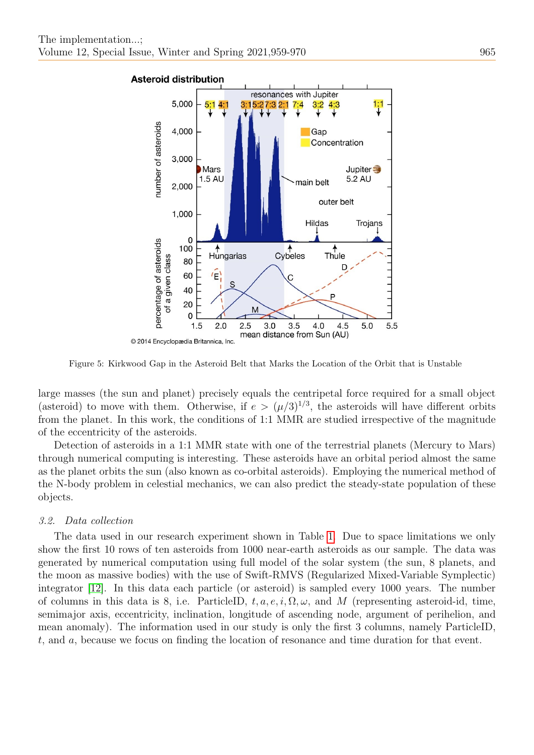Figure 5: Kirkwood Gap in the Asteroid Belt that Marks the Location of the Orbit that is Unstable

large masses (the sun and planet) precisely equals the centripetal force required for a small object (asteroid) to move with them. Otherwise, if $e > (\mu/3)^{1/3}$, the asteroids will have different orbits from the planet. In this work, the conditions of 1:1 MMR are studied irrespective of the magnitude of the eccentricity of the asteroids.

Detection of asteroids in a 1:1 MMR state with one of the terrestrial planets (Mercury to Mars) through numerical computing is interesting. These asteroids have an orbital period almost the same as the planet orbits the sun (also known as co-orbital asteroids). Employing the numerical method of the N-body problem in celestial mechanics, we can also predict the steady-state population of these objects.

### 3.2. Data collection

The data used in our research experiment shown in Table 1. Due to space limitations we only show the first 10 rows of ten asteroids from 1000 near-earth asteroids as our sample. The data was generated by numerical computation using full model of the solar system (the sun, 8 planets, and the moon as massive bodies) with the use of Swift-RMVS (Regularized Mixed-Variable Symplectic) integrator [12]. In this data each particle (or asteroid) is sampled every 1000 years. The number of columns in this data is 8, i.e. ParticleID, $t, a, e, i, \Omega, \omega$, and $M$ (representing asteroid-id, time, semimajor axis, eccentricity, inclination, longitude of ascending node, argument of perihelion, and mean anomaly). The information used in our study is only the first 3 columns, namely ParticleID, $t$, and $a$, because we focus on finding the location of resonance and time duration for that event.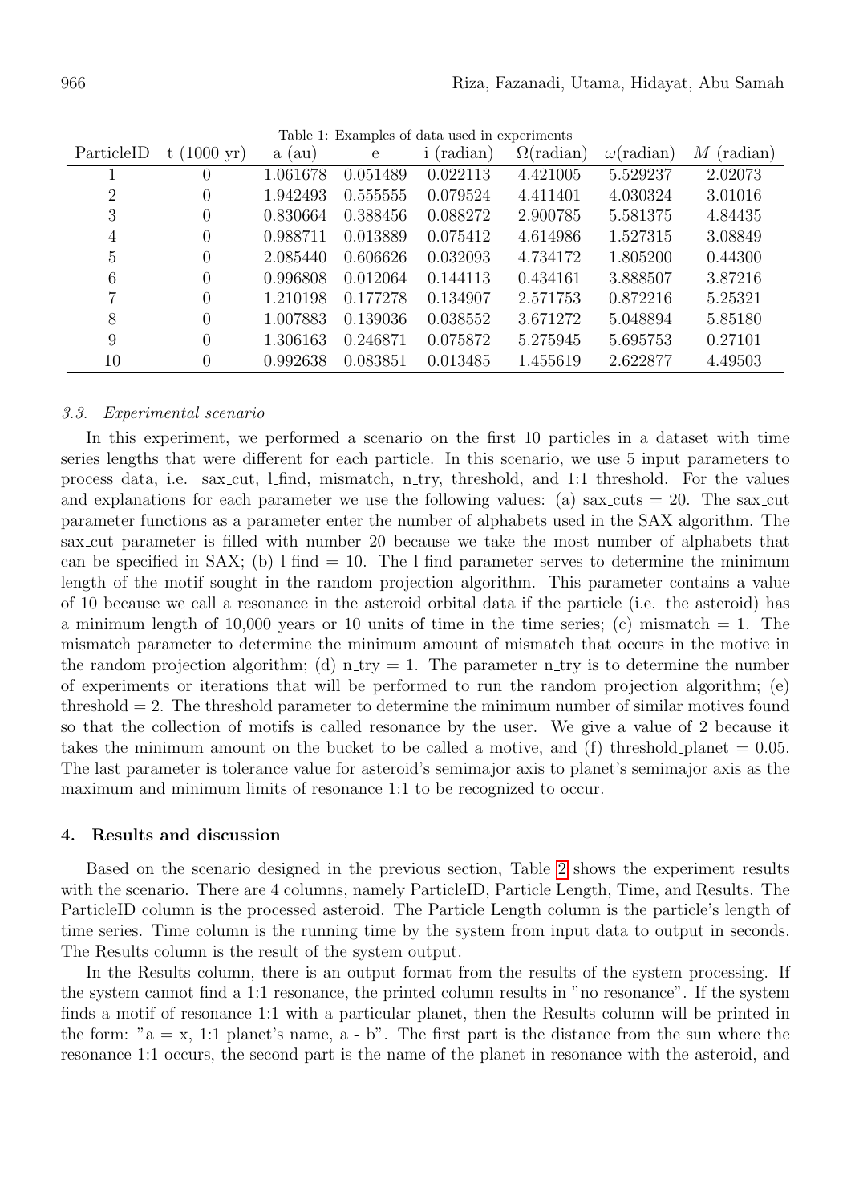Table 1: Examples of data used in experiments

| ParticleID | t (1000 yr) | a (au) | e | i (radian) | $\Omega$(radian) | $\omega$(radian) | $M$ (radian) |
|---|---|---|---|---|---|---|---|
| 1 | 0 | 1.061678 | 0.051489 | 0.022113 | 4.421005 | 5.529237 | 2.02073 |
| 2 | 0 | 1.942493 | 0.555555 | 0.079524 | 4.411401 | 4.030324 | 3.01016 |
| 3 | 0 | 0.830664 | 0.388456 | 0.088272 | 2.900785 | 5.581375 | 4.84435 |
| 4 | 0 | 0.988711 | 0.013889 | 0.075412 | 4.614986 | 1.527315 | 3.08849 |
| 5 | 0 | 2.085440 | 0.606626 | 0.032093 | 4.734172 | 1.805200 | 0.44300 |
| 6 | 0 | 0.996808 | 0.012064 | 0.144113 | 0.434161 | 3.888507 | 3.87216 |
| 7 | 0 | 1.210198 | 0.177278 | 0.134907 | 2.571753 | 0.872216 | 5.25321 |
| 8 | 0 | 1.007883 | 0.139036 | 0.038552 | 3.671272 | 5.048894 | 5.85180 |
| 9 | 0 | 1.306163 | 0.246871 | 0.075872 | 5.275945 | 5.695753 | 0.27101 |
| 10 | 0 | 0.992638 | 0.083851 | 0.013485 | 1.455619 | 2.622877 | 4.49503 |

### *3.3. Experimental scenario*

In this experiment, we performed a scenario on the first 10 particles in a dataset with time series lengths that were different for each particle. In this scenario, we use 5 input parameters to process data, i.e. sax_cut, l_find, mismatch, n_try, threshold, and 1:1 threshold. For the values and explanations for each parameter we use the following values: (a) sax_cuts = 20. The sax_cut parameter functions as a parameter enter the number of alphabets used in the SAX algorithm. The sax_cut parameter is filled with number 20 because we take the most number of alphabets that can be specified in SAX; (b) l_find = 10. The l_find parameter serves to determine the minimum length of the motif sought in the random projection algorithm. This parameter contains a value of 10 because we call a resonance in the asteroid orbital data if the particle (i.e. the asteroid) has a minimum length of 10,000 years or 10 units of time in the time series; (c) mismatch = 1. The mismatch parameter to determine the minimum amount of mismatch that occurs in the motive in the random projection algorithm; (d) n_try = 1. The parameter n_try is to determine the number of experiments or iterations that will be performed to run the random projection algorithm; (e) threshold = 2. The threshold parameter to determine the minimum number of similar motives found so that the collection of motifs is called resonance by the user. We give a value of 2 because it takes the minimum amount on the bucket to be called a motive, and (f) threshold_planet = 0.05. The last parameter is tolerance value for asteroid's semimajor axis to planet's semimajor axis as the maximum and minimum limits of resonance 1:1 to be recognized to occur.

## 4. Results and discussion

Based on the scenario designed in the previous section, Table 2 shows the experiment results with the scenario. There are 4 columns, namely ParticleID, Particle Length, Time, and Results. The ParticleID column is the processed asteroid. The Particle Length column is the particle's length of time series. Time column is the running time by the system from input data to output in seconds. The Results column is the result of the system output.

In the Results column, there is an output format from the results of the system processing. If the system cannot find a 1:1 resonance, the printed column results in "no resonance". If the system finds a motif of resonance 1:1 with a particular planet, then the Results column will be printed in the form: "a = x, 1:1 planet's name, a - b". The first part is the distance from the sun where the resonance 1:1 occurs, the second part is the name of the planet in resonance with the asteroid, and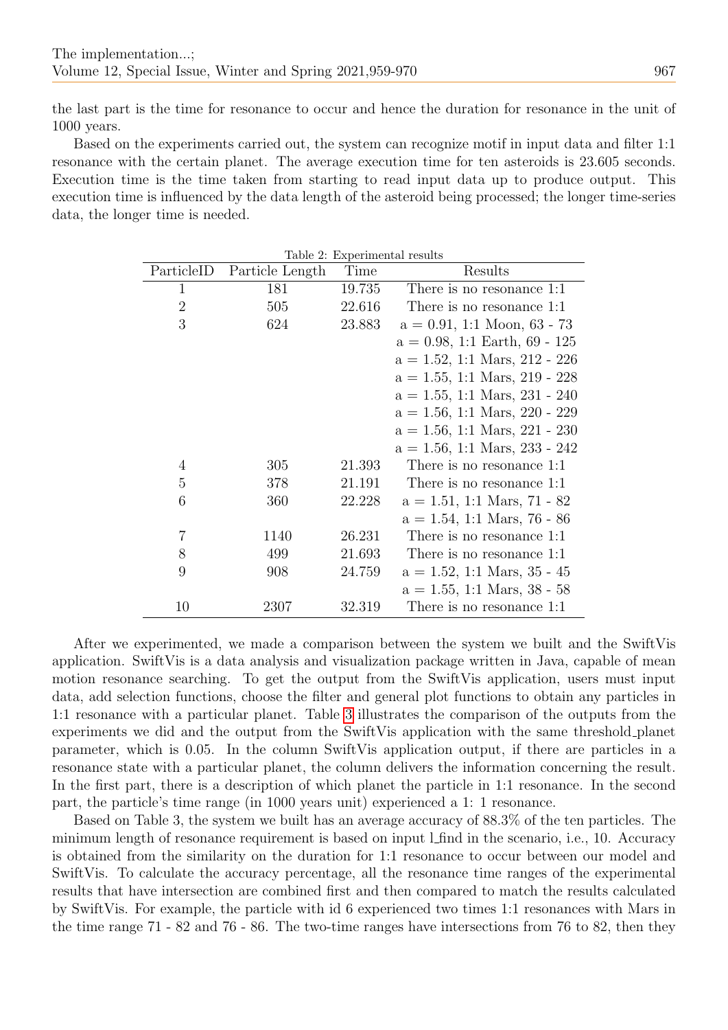the last part is the time for resonance to occur and hence the duration for resonance in the unit of 1000 years.

Based on the experiments carried out, the system can recognize motif in input data and filter 1:1 resonance with the certain planet. The average execution time for ten asteroids is 23.605 seconds. Execution time is the time taken from starting to read input data up to produce output. This execution time is influenced by the data length of the asteroid being processed; the longer time-series data, the longer time is needed.

Table 2: Experimental results

| ParticleID | Particle Length | Time | Results |
|---|---|---|---|
| 1 | 181 | 19.735 | There is no resonance 1:1 |
| 2 | 505 | 22.616 | There is no resonance 1:1 |
| 3 | 624 | 23.883 | a = 0.91, 1:1 Moon, 63 - 73 |
| | | | a = 0.98, 1:1 Earth, 69 - 125 |
| | | | a = 1.52, 1:1 Mars, 212 - 226 |
| | | | a = 1.55, 1:1 Mars, 219 - 228 |
| | | | a = 1.55, 1:1 Mars, 231 - 240 |
| | | | a = 1.56, 1:1 Mars, 220 - 229 |
| | | | a = 1.56, 1:1 Mars, 221 - 230 |
| | | | a = 1.56, 1:1 Mars, 233 - 242 |
| 4 | 305 | 21.393 | There is no resonance 1:1 |
| 5 | 378 | 21.191 | There is no resonance 1:1 |
| 6 | 360 | 22.228 | a = 1.51, 1:1 Mars, 71 - 82 |
| | | | a = 1.54, 1:1 Mars, 76 - 86 |
| 7 | 1140 | 26.231 | There is no resonance 1:1 |
| 8 | 499 | 21.693 | There is no resonance 1:1 |
| 9 | 908 | 24.759 | a = 1.52, 1:1 Mars, 35 - 45 |
| | | | a = 1.55, 1:1 Mars, 38 - 58 |
| 10 | 2307 | 32.319 | There is no resonance 1:1 |

After we experimented, we made a comparison between the system we built and the SwiftVis application. SwiftVis is a data analysis and visualization package written in Java, capable of mean motion resonance searching. To get the output from the SwiftVis application, users must input data, add selection functions, choose the filter and general plot functions to obtain any particles in 1:1 resonance with a particular planet. Table 3 illustrates the comparison of the outputs from the experiments we did and the output from the SwiftVis application with the same threshold_planet parameter, which is 0.05. In the column SwiftVis application output, if there are particles in a resonance state with a particular planet, the column delivers the information concerning the result. In the first part, there is a description of which planet the particle in 1:1 resonance. In the second part, the particle's time range (in 1000 years unit) experienced a 1: 1 resonance.

Based on Table 3, the system we built has an average accuracy of 88.3% of the ten particles. The minimum length of resonance requirement is based on input l_find in the scenario, i.e., 10. Accuracy is obtained from the similarity on the duration for 1:1 resonance to occur between our model and SwiftVis. To calculate the accuracy percentage, all the resonance time ranges of the experimental results that have intersection are combined first and then compared to match the results calculated by SwiftVis. For example, the particle with id 6 experienced two times 1:1 resonances with Mars in the time range 71 - 82 and 76 - 86. The two-time ranges have intersections from 76 to 82, then they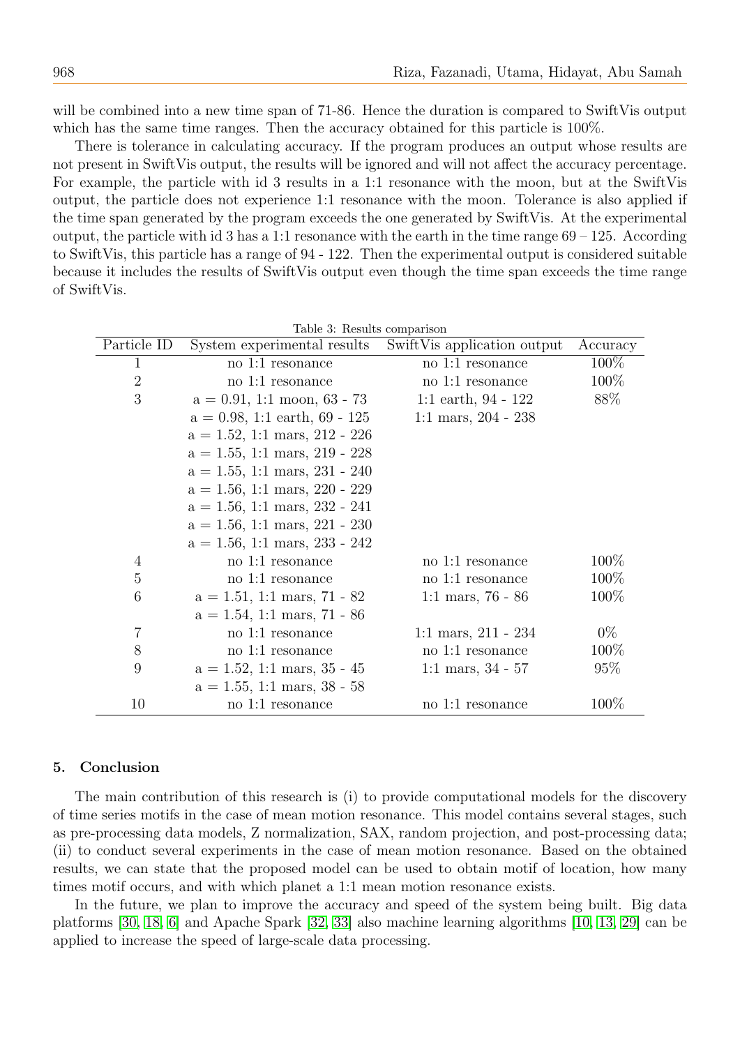will be combined into a new time span of 71-86. Hence the duration is compared to SwiftVis output which has the same time ranges. Then the accuracy obtained for this particle is 100%.

There is tolerance in calculating accuracy. If the program produces an output whose results are not present in SwiftVis output, the results will be ignored and will not affect the accuracy percentage. For example, the particle with id 3 results in a 1:1 resonance with the moon, but at the SwiftVis output, the particle does not experience 1:1 resonance with the moon. Tolerance is also applied if the time span generated by the program exceeds the one generated by SwiftVis. At the experimental output, the particle with id 3 has a 1:1 resonance with the earth in the time range 69 – 125. According to SwiftVis, this particle has a range of 94 - 122. Then the experimental output is considered suitable because it includes the results of SwiftVis output even though the time span exceeds the time range of SwiftVis.

Table 3: Results comparison

| Particle ID | System experimental results | SwiftVis application output | Accuracy |
|---|---|---|---|
| 1 | no 1:1 resonance | no 1:1 resonance | 100% |
| 2 | no 1:1 resonance | no 1:1 resonance | 100% |
| 3 | a = 0.91, 1:1 moon, 63 - 73 | 1:1 earth, 94 - 122 | 88% |
| | a = 0.98, 1:1 earth, 69 - 125 | 1:1 mars, 204 - 238 | |
| | a = 1.52, 1:1 mars, 212 - 226 | | |
| | a = 1.55, 1:1 mars, 219 - 228 | | |
| | a = 1.55, 1:1 mars, 231 - 240 | | |
| | a = 1.56, 1:1 mars, 220 - 229 | | |
| | a = 1.56, 1:1 mars, 232 - 241 | | |
| | a = 1.56, 1:1 mars, 221 - 230 | | |
| | a = 1.56, 1:1 mars, 233 - 242 | | |
| 4 | no 1:1 resonance | no 1:1 resonance | 100% |
| 5 | no 1:1 resonance | no 1:1 resonance | 100% |
| 6 | a = 1.51, 1:1 mars, 71 - 82 | 1:1 mars, 76 - 86 | 100% |
| | a = 1.54, 1:1 mars, 71 - 86 | | |
| 7 | no 1:1 resonance | 1:1 mars, 211 - 234 | 0% |
| 8 | no 1:1 resonance | no 1:1 resonance | 100% |
| 9 | a = 1.52, 1:1 mars, 35 - 45 | 1:1 mars, 34 - 57 | 95% |
| | a = 1.55, 1:1 mars, 38 - 58 | | |
| 10 | no 1:1 resonance | no 1:1 resonance | 100% |

## 5. Conclusion

The main contribution of this research is (i) to provide computational models for the discovery of time series motifs in the case of mean motion resonance. This model contains several stages, such as pre-processing data models, Z normalization, SAX, random projection, and post-processing data; (ii) to conduct several experiments in the case of mean motion resonance. Based on the obtained results, we can state that the proposed model can be used to obtain motif of location, how many times motif occurs, and with which planet a 1:1 mean motion resonance exists.

In the future, we plan to improve the accuracy and speed of the system being built. Big data platforms [30, 18, 6] and Apache Spark [32, 33] also machine learning algorithms [10, 13, 29] can be applied to increase the speed of large-scale data processing.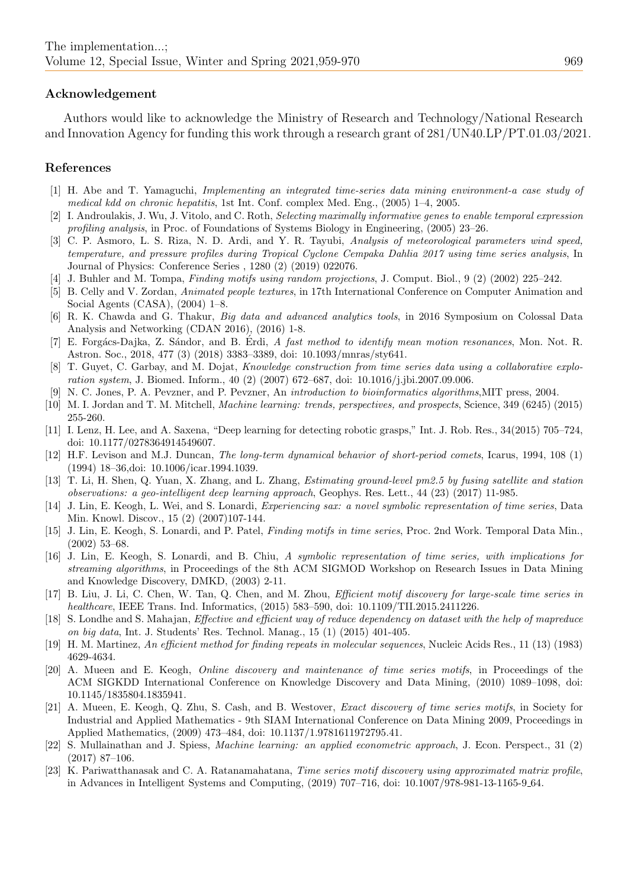## Acknowledgement

Authors would like to acknowledge the Ministry of Research and Technology/National Research and Innovation Agency for funding this work through a research grant of 281/UN40.LP/PT.01.03/2021.

## References

[1] H. Abe and T. Yamaguchi, *Implementing an integrated time-series data mining environment-a case study of medical kdd on chronic hepatitis*, 1st Int. Conf. complex Med. Eng., (2005) 1–4, 2005.

[2] I. Androulakis, J. Wu, J. Vitolo, and C. Roth, *Selecting maximally informative genes to enable temporal expression profiling analysis*, in Proc. of Foundations of Systems Biology in Engineering, (2005) 23–26.

[3] C. P. Asmoro, L. S. Riza, N. D. Ardi, and Y. R. Tayubi, *Analysis of meteorological parameters wind speed, temperature, and pressure profiles during Tropical Cyclone Cempaka Dahlia 2017 using time series analysis*, In Journal of Physics: Conference Series , 1280 (2) (2019) 022076.

[4] J. Buhler and M. Tompa, *Finding motifs using random projections*, J. Comput. Biol., 9 (2) (2002) 225–242.

[5] B. Celly and V. Zordan, *Animated people textures*, in 17th International Conference on Computer Animation and Social Agents (CASA), (2004) 1–8.

[6] R. K. Chawda and G. Thakur, *Big data and advanced analytics tools*, in 2016 Symposium on Colossal Data Analysis and Networking (CDAN 2016), (2016) 1-8.

[7] E. Forgács-Dajka, Z. Sándor, and B. Érdi, *A fast method to identify mean motion resonances*, Mon. Not. R. Astron. Soc., 2018, 477 (3) (2018) 3383–3389, doi: 10.1093/mnras/sty641.

[8] T. Guyet, C. Garbay, and M. Dojat, *Knowledge construction from time series data using a collaborative exploration system*, J. Biomed. Inform., 40 (2) (2007) 672–687, doi: 10.1016/j.jbi.2007.09.006.

[9] N. C. Jones, P. A. Pevzner, and P. Pevzner, An *introduction to bioinformatics algorithms*,MIT press, 2004.

[10] M. I. Jordan and T. M. Mitchell, *Machine learning: trends, perspectives, and prospects*, Science, 349 (6245) (2015) 255-260.

[11] I. Lenz, H. Lee, and A. Saxena, "Deep learning for detecting robotic grasps," Int. J. Rob. Res., 34(2015) 705–724, doi: 10.1177/0278364914549607.

[12] H.F. Levison and M.J. Duncan, *The long-term dynamical behavior of short-period comets*, Icarus, 1994, 108 (1) (1994) 18–36,doi: 10.1006/icar.1994.1039.

[13] T. Li, H. Shen, Q. Yuan, X. Zhang, and L. Zhang, *Estimating ground-level pm2.5 by fusing satellite and station observations: a geo-intelligent deep learning approach*, Geophys. Res. Lett., 44 (23) (2017) 11-985.

[14] J. Lin, E. Keogh, L. Wei, and S. Lonardi, *Experiencing sax: a novel symbolic representation of time series*, Data Min. Knowl. Discov., 15 (2) (2007)107-144.

[15] J. Lin, E. Keogh, S. Lonardi, and P. Patel, *Finding motifs in time series*, Proc. 2nd Work. Temporal Data Min., (2002) 53–68.

[16] J. Lin, E. Keogh, S. Lonardi, and B. Chiu, *A symbolic representation of time series, with implications for streaming algorithms*, in Proceedings of the 8th ACM SIGMOD Workshop on Research Issues in Data Mining and Knowledge Discovery, DMKD, (2003) 2-11.

[17] B. Liu, J. Li, C. Chen, W. Tan, Q. Chen, and M. Zhou, *Efficient motif discovery for large-scale time series in healthcare*, IEEE Trans. Ind. Informatics, (2015) 583–590, doi: 10.1109/TII.2015.2411226.

[18] S. Londhe and S. Mahajan, *Effective and efficient way of reduce dependency on dataset with the help of mapreduce on big data*, Int. J. Students' Res. Technol. Manag., 15 (1) (2015) 401-405.

[19] H. M. Martinez, *An efficient method for finding repeats in molecular sequences*, Nucleic Acids Res., 11 (13) (1983) 4629-4634.

[20] A. Mueen and E. Keogh, *Online discovery and maintenance of time series motifs*, in Proceedings of the ACM SIGKDD International Conference on Knowledge Discovery and Data Mining, (2010) 1089–1098, doi: 10.1145/1835804.1835941.

[21] A. Mueen, E. Keogh, Q. Zhu, S. Cash, and B. Westover, *Exact discovery of time series motifs*, in Society for Industrial and Applied Mathematics - 9th SIAM International Conference on Data Mining 2009, Proceedings in Applied Mathematics, (2009) 473–484, doi: 10.1137/1.9781611972795.41.

[22] S. Mullainathan and J. Spiess, *Machine learning: an applied econometric approach*, J. Econ. Perspect., 31 (2) (2017) 87–106.

[23] K. Pariwatthanasak and C. A. Ratanamahatana, *Time series motif discovery using approximated matrix profile*, in Advances in Intelligent Systems and Computing, (2019) 707–716, doi: 10.1007/978-981-13-1165-9_64.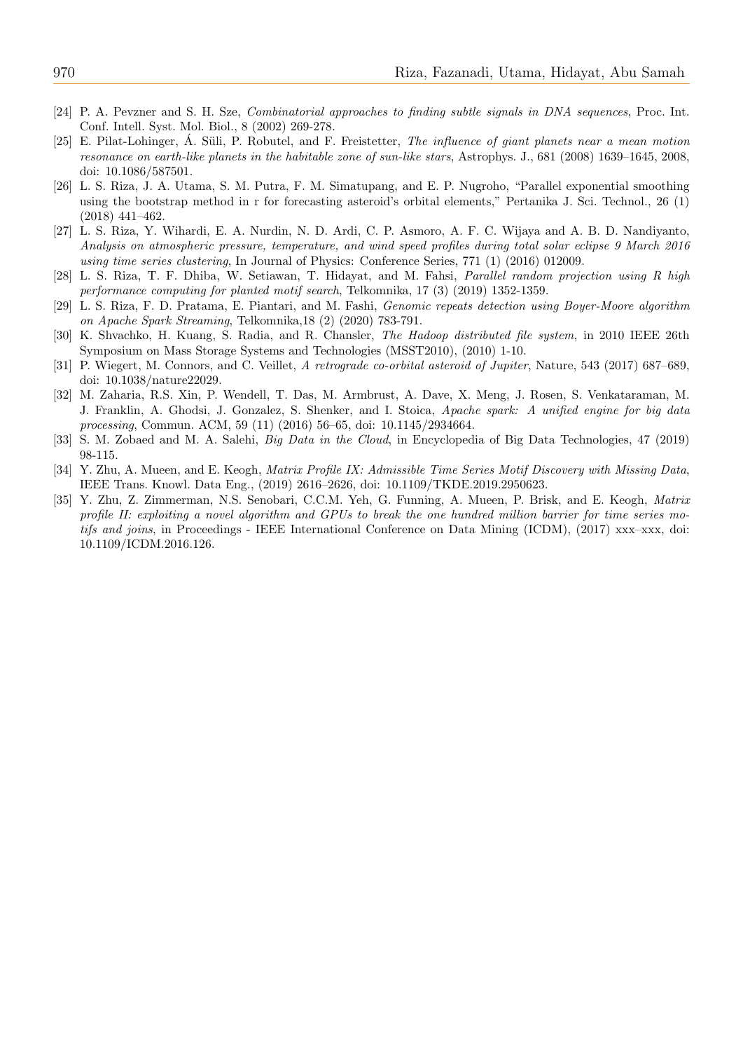[24] P. A. Pevzner and S. H. Sze, *Combinatorial approaches to finding subtle signals in DNA sequences*, Proc. Int. Conf. Intell. Syst. Mol. Biol., 8 (2002) 269-278.

[25] E. Pilat-Lohinger, Á. Süli, P. Robutel, and F. Freistetter, *The influence of giant planets near a mean motion resonance on earth-like planets in the habitable zone of sun-like stars*, Astrophys. J., 681 (2008) 1639–1645, 2008, doi: 10.1086/587501.

[26] L. S. Riza, J. A. Utama, S. M. Putra, F. M. Simatupang, and E. P. Nugroho, "Parallel exponential smoothing using the bootstrap method in r for forecasting asteroid's orbital elements," Pertanika J. Sci. Technol., 26 (1) (2018) 441–462.

[27] L. S. Riza, Y. Wihardi, E. A. Nurdin, N. D. Ardi, C. P. Asmoro, A. F. C. Wijaya and A. B. D. Nandiyanto, *Analysis on atmospheric pressure, temperature, and wind speed profiles during total solar eclipse 9 March 2016 using time series clustering*, In Journal of Physics: Conference Series, 771 (1) (2016) 012009.

[28] L. S. Riza, T. F. Dhiba, W. Setiawan, T. Hidayat, and M. Fahsi, *Parallel random projection using R high performance computing for planted motif search*, Telkomnika, 17 (3) (2019) 1352-1359.

[29] L. S. Riza, F. D. Pratama, E. Piantari, and M. Fashi, *Genomic repeats detection using Boyer-Moore algorithm on Apache Spark Streaming*, Telkomnika,18 (2) (2020) 783-791.

[30] K. Shvachko, H. Kuang, S. Radia, and R. Chansler, *The Hadoop distributed file system*, in 2010 IEEE 26th Symposium on Mass Storage Systems and Technologies (MSST2010), (2010) 1-10.

[31] P. Wiegert, M. Connors, and C. Veillet, *A retrograde co-orbital asteroid of Jupiter*, Nature, 543 (2017) 687–689, doi: 10.1038/nature22029.

[32] M. Zaharia, R.S. Xin, P. Wendell, T. Das, M. Armbrust, A. Dave, X. Meng, J. Rosen, S. Venkataraman, M. J. Franklin, A. Ghodsi, J. Gonzalez, S. Shenker, and I. Stoica, *Apache spark: A unified engine for big data processing*, Commun. ACM, 59 (11) (2016) 56–65, doi: 10.1145/2934664.

[33] S. M. Zobaed and M. A. Salehi, *Big Data in the Cloud*, in Encyclopedia of Big Data Technologies, 47 (2019) 98-115.

[34] Y. Zhu, A. Mueen, and E. Keogh, *Matrix Profile IX: Admissible Time Series Motif Discovery with Missing Data*, IEEE Trans. Knowl. Data Eng., (2019) 2616–2626, doi: 10.1109/TKDE.2019.2950623.

[35] Y. Zhu, Z. Zimmerman, N.S. Senobari, C.C.M. Yeh, G. Funning, A. Mueen, P. Brisk, and E. Keogh, *Matrix profile II: exploiting a novel algorithm and GPUs to break the one hundred million barrier for time series motifs and joins*, in Proceedings - IEEE International Conference on Data Mining (ICDM), (2017) xxx–xxx, doi: 10.1109/ICDM.2016.126.